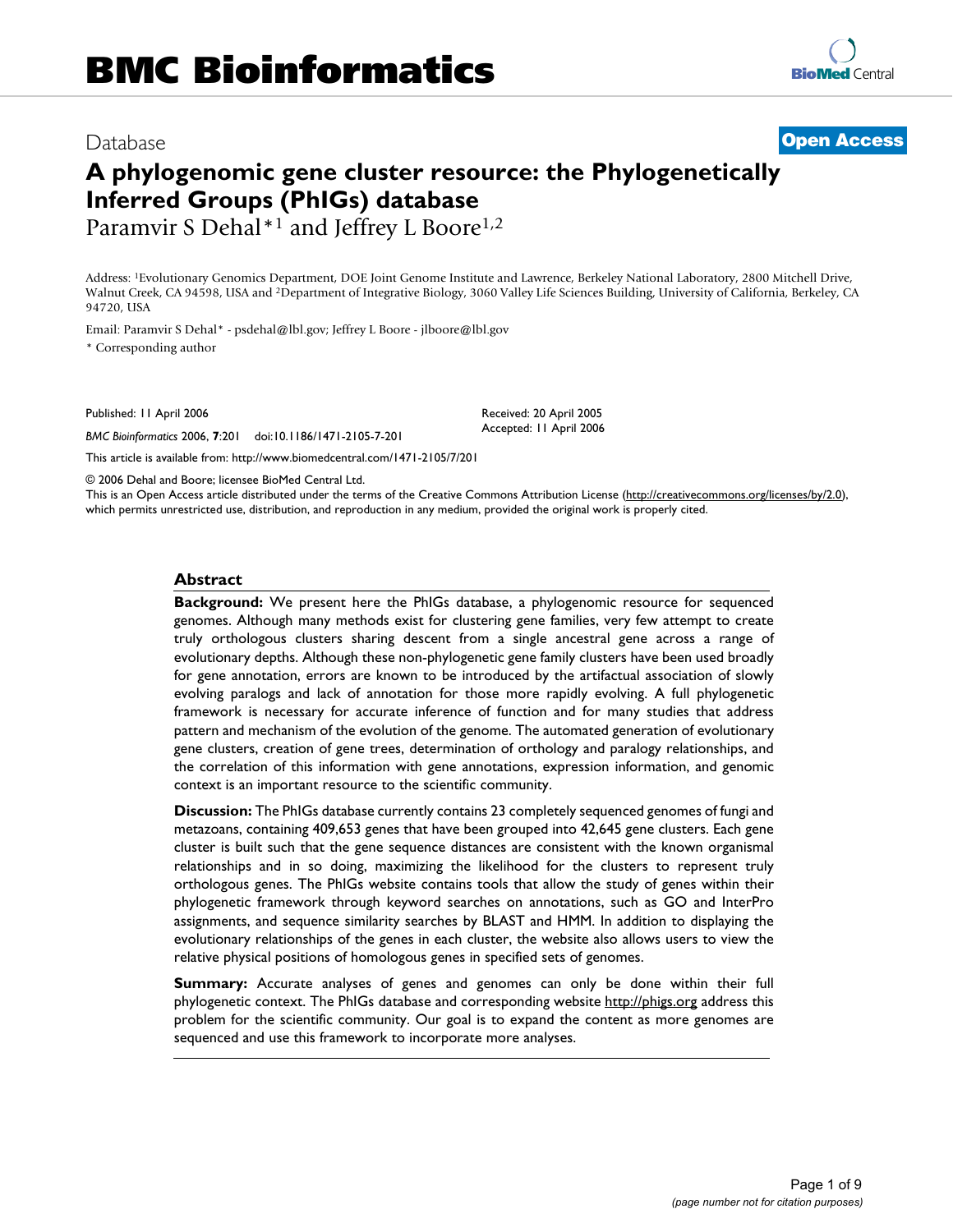Database

**Open Access**

# A phylogenomic gene cluster resource: the Phylogenetically Inferred Groups (PhIGs) database

Paramvir S Dehal*[1] and Jeffrey L Boore[1,2]

Address: [1]Evolutionary Genomics Department, DOE Joint Genome Institute and Lawrence, Berkeley National Laboratory, 2800 Mitchell Drive, Walnut Creek, CA 94598, USA and [2]Department of Integrative Biology, 3060 Valley Life Sciences Building, University of California, Berkeley, CA 94720, USA

Email: Paramvir S Dehal* - psdehal@lbl.gov; Jeffrey L Boore - jlboore@lbl.gov

\* Corresponding author

Published: 11 April 2006

*BMC Bioinformatics* 2006, **7**:201 doi:10.1186/1471-2105-7-201

Received: 20 April 2005
Accepted: 11 April 2006

This article is available from: http://www.biomedcentral.com/1471-2105/7/201

© 2006 Dehal and Boore; licensee BioMed Central Ltd.
This is an Open Access article distributed under the terms of the Creative Commons Attribution License (http://creativecommons.org/licenses/by/2.0), which permits unrestricted use, distribution, and reproduction in any medium, provided the original work is properly cited.

## Abstract

**Background:** We present here the PhIGs database, a phylogenomic resource for sequenced genomes. Although many methods exist for clustering gene families, very few attempt to create truly orthologous clusters sharing descent from a single ancestral gene across a range of evolutionary depths. Although these non-phylogenetic gene family clusters have been used broadly for gene annotation, errors are known to be introduced by the artifactual association of slowly evolving paralogs and lack of annotation for those more rapidly evolving. A full phylogenetic framework is necessary for accurate inference of function and for many studies that address pattern and mechanism of the evolution of the genome. The automated generation of evolutionary gene clusters, creation of gene trees, determination of orthology and paralogy relationships, and the correlation of this information with gene annotations, expression information, and genomic context is an important resource to the scientific community.

**Discussion:** The PhIGs database currently contains 23 completely sequenced genomes of fungi and metazoans, containing 409,653 genes that have been grouped into 42,645 gene clusters. Each gene cluster is built such that the gene sequence distances are consistent with the known organismal relationships and in so doing, maximizing the likelihood for the clusters to represent truly orthologous genes. The PhIGs website contains tools that allow the study of genes within their phylogenetic framework through keyword searches on annotations, such as GO and InterPro assignments, and sequence similarity searches by BLAST and HMM. In addition to displaying the evolutionary relationships of the genes in each cluster, the website also allows users to view the relative physical positions of homologous genes in specified sets of genomes.

**Summary:** Accurate analyses of genes and genomes can only be done within their full phylogenetic context. The PhIGs database and corresponding website http://phigs.org address this problem for the scientific community. Our goal is to expand the content as more genomes are sequenced and use this framework to incorporate more analyses.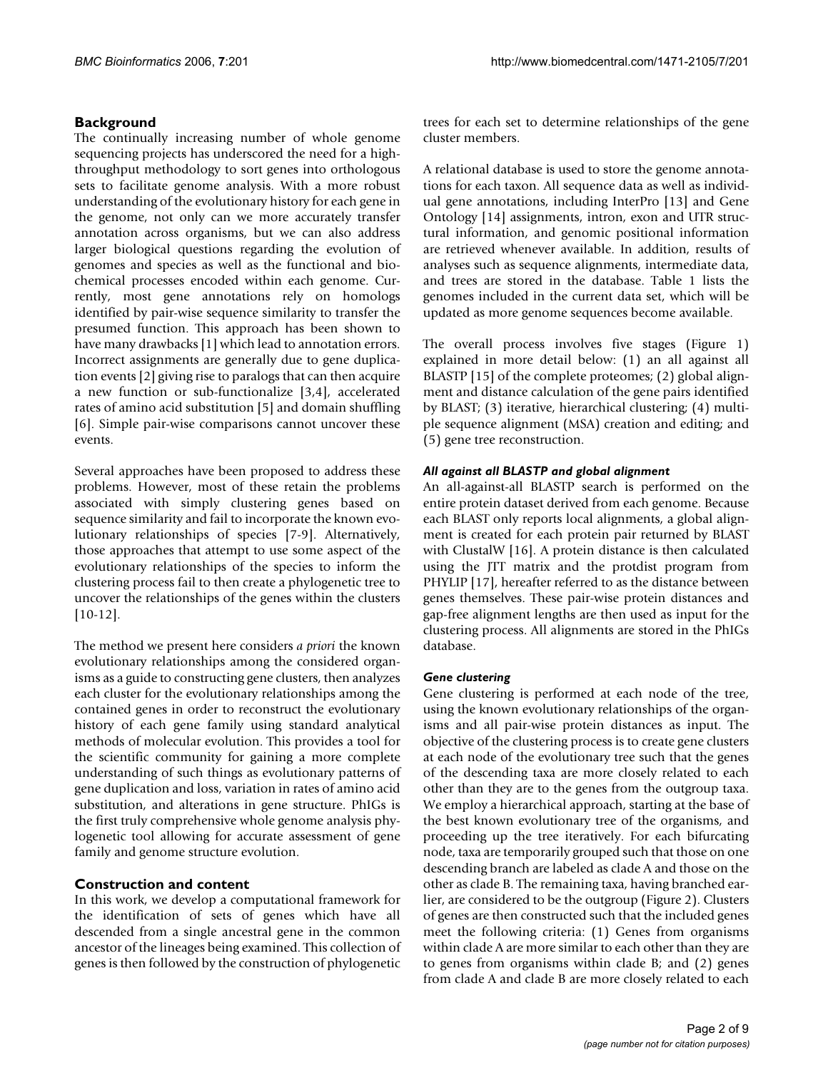## Background

The continually increasing number of whole genome sequencing projects has underscored the need for a high-throughput methodology to sort genes into orthologous sets to facilitate genome analysis. With a more robust understanding of the evolutionary history for each gene in the genome, not only can we more accurately transfer annotation across organisms, but we can also address larger biological questions regarding the evolution of genomes and species as well as the functional and biochemical processes encoded within each genome. Currently, most gene annotations rely on homologs identified by pair-wise sequence similarity to transfer the presumed function. This approach has been shown to have many drawbacks [1] which lead to annotation errors. Incorrect assignments are generally due to gene duplication events [2] giving rise to paralogs that can then acquire a new function or sub-functionalize [3,4], accelerated rates of amino acid substitution [5] and domain shuffling [6]. Simple pair-wise comparisons cannot uncover these events.

Several approaches have been proposed to address these problems. However, most of these retain the problems associated with simply clustering genes based on sequence similarity and fail to incorporate the known evolutionary relationships of species [7-9]. Alternatively, those approaches that attempt to use some aspect of the evolutionary relationships of the species to inform the clustering process fail to then create a phylogenetic tree to uncover the relationships of the genes within the clusters [10-12].

The method we present here considers *a priori* the known evolutionary relationships among the considered organisms as a guide to constructing gene clusters, then analyzes each cluster for the evolutionary relationships among the contained genes in order to reconstruct the evolutionary history of each gene family using standard analytical methods of molecular evolution. This provides a tool for the scientific community for gaining a more complete understanding of such things as evolutionary patterns of gene duplication and loss, variation in rates of amino acid substitution, and alterations in gene structure. PhIGs is the first truly comprehensive whole genome analysis phylogenetic tool allowing for accurate assessment of gene family and genome structure evolution.

## Construction and content

In this work, we develop a computational framework for the identification of sets of genes which have all descended from a single ancestral gene in the common ancestor of the lineages being examined. This collection of genes is then followed by the construction of phylogenetic trees for each set to determine relationships of the gene cluster members.

A relational database is used to store the genome annotations for each taxon. All sequence data as well as individual gene annotations, including InterPro [13] and Gene Ontology [14] assignments, intron, exon and UTR structural information, and genomic positional information are retrieved whenever available. In addition, results of analyses such as sequence alignments, intermediate data, and trees are stored in the database. Table 1 lists the genomes included in the current data set, which will be updated as more genome sequences become available.

The overall process involves five stages (Figure 1) explained in more detail below: (1) an all against all BLASTP [15] of the complete proteomes; (2) global alignment and distance calculation of the gene pairs identified by BLAST; (3) iterative, hierarchical clustering; (4) multiple sequence alignment (MSA) creation and editing; and (5) gene tree reconstruction.

### *All against all BLASTP and global alignment*

An all-against-all BLASTP search is performed on the entire protein dataset derived from each genome. Because each BLAST only reports local alignments, a global alignment is created for each protein pair returned by BLAST with ClustalW [16]. A protein distance is then calculated using the JTT matrix and the protdist program from PHYLIP [17], hereafter referred to as the distance between genes themselves. These pair-wise protein distances and gap-free alignment lengths are then used as input for the clustering process. All alignments are stored in the PhIGs database.

### *Gene clustering*

Gene clustering is performed at each node of the tree, using the known evolutionary relationships of the organisms and all pair-wise protein distances as input. The objective of the clustering process is to create gene clusters at each node of the evolutionary tree such that the genes of the descending taxa are more closely related to each other than they are to the genes from the outgroup taxa. We employ a hierarchical approach, starting at the base of the best known evolutionary tree of the organisms, and proceeding up the tree iteratively. For each bifurcating node, taxa are temporarily grouped such that those on one descending branch are labeled as clade A and those on the other as clade B. The remaining taxa, having branched earlier, are considered to be the outgroup (Figure 2). Clusters of genes are then constructed such that the included genes meet the following criteria: (1) Genes from organisms within clade A are more similar to each other than they are to genes from organisms within clade B; and (2) genes from clade A and clade B are more closely related to each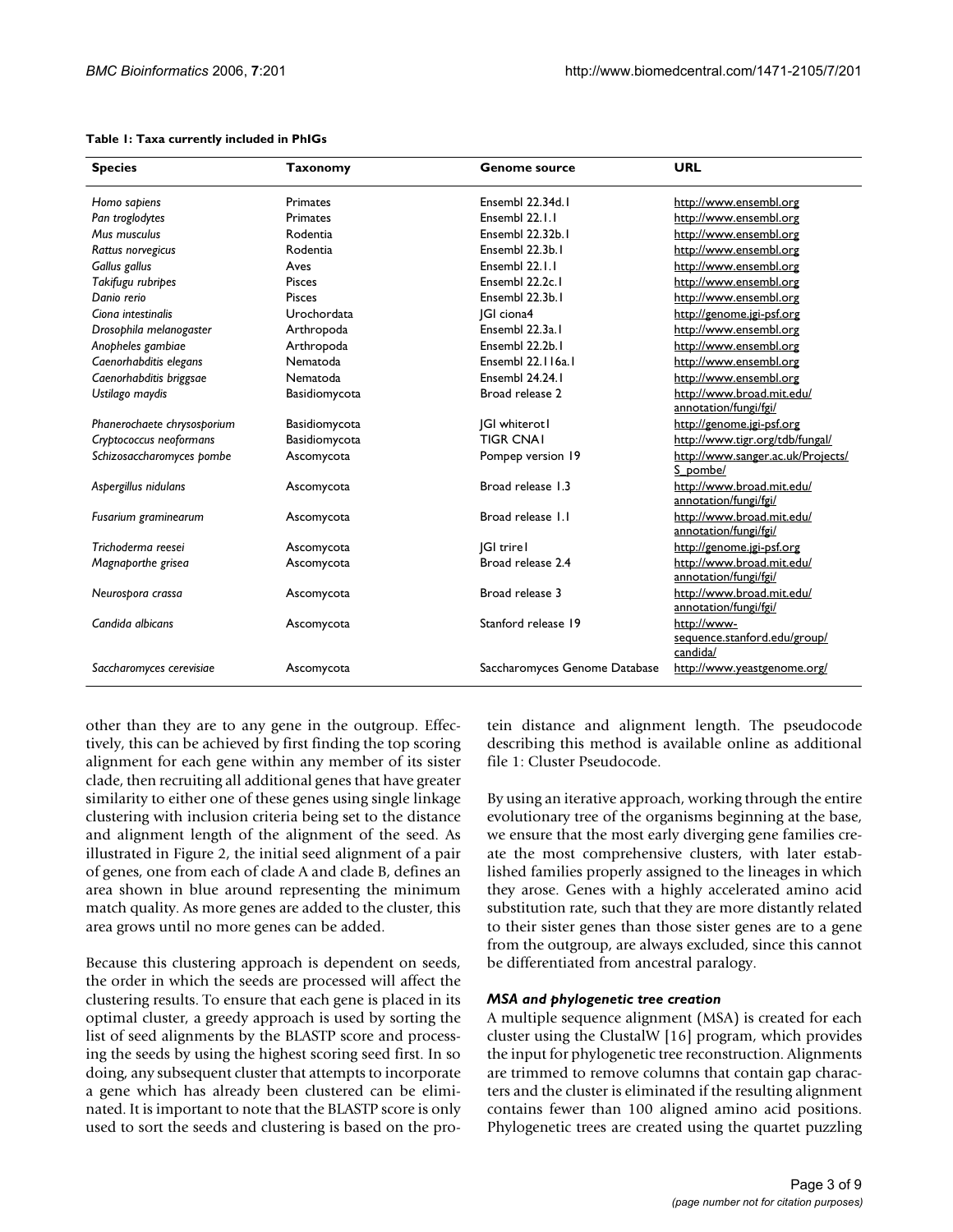**Table 1: Taxa currently included in PhIGs**

| Species | Taxonomy | Genome source | URL |
| --- | --- | --- | --- |
| *Homo sapiens* | Primates | Ensembl 22.34d.1 | http://www.ensembl.org |
| *Pan troglodytes* | Primates | Ensembl 22.1.1 | http://www.ensembl.org |
| *Mus musculus* | Rodentia | Ensembl 22.32b.1 | http://www.ensembl.org |
| *Rattus norvegicus* | Rodentia | Ensembl 22.3b.1 | http://www.ensembl.org |
| *Gallus gallus* | Aves | Ensembl 22.1.1 | http://www.ensembl.org |
| *Takifugu rubripes* | Pisces | Ensembl 22.2c.1 | http://www.ensembl.org |
| *Danio rerio* | Pisces | Ensembl 22.3b.1 | http://www.ensembl.org |
| *Ciona intestinalis* | Urochordata | JGI ciona4 | http://genome.jgi-psf.org |
| *Drosophila melanogaster* | Arthropoda | Ensembl 22.3a.1 | http://www.ensembl.org |
| *Anopheles gambiae* | Arthropoda | Ensembl 22.2b.1 | http://www.ensembl.org |
| *Caenorhabditis elegans* | Nematoda | Ensembl 22.116a.1 | http://www.ensembl.org |
| *Caenorhabditis briggsae* | Nematoda | Ensembl 24.24.1 | http://www.ensembl.org |
| *Ustilago maydis* | Basidiomycota | Broad release 2 | http://www.broad.mit.edu/annotation/fungi/fgi/ |
| *Phanerochaete chrysosporium* | Basidiomycota | JGI whiterot1 | http://genome.jgi-psf.org |
| *Cryptococcus neoformans* | Basidiomycota | TIGR CNA1 | http://www.tigr.org/tdb/fungal/ |
| *Schizosaccharomyces pombe* | Ascomycota | Pompep version 19 | http://www.sanger.ac.uk/Projects/S_pombe/ |
| *Aspergillus nidulans* | Ascomycota | Broad release 1.3 | http://www.broad.mit.edu/annotation/fungi/fgi/ |
| *Fusarium graminearum* | Ascomycota | Broad release 1.1 | http://www.broad.mit.edu/annotation/fungi/fgi/ |
| *Trichoderma reesei* | Ascomycota | JGI trire1 | http://genome.jgi-psf.org |
| *Magnaporthe grisea* | Ascomycota | Broad release 2.4 | http://www.broad.mit.edu/annotation/fungi/fgi/ |
| *Neurospora crassa* | Ascomycota | Broad release 3 | http://www.broad.mit.edu/annotation/fungi/fgi/ |
| *Candida albicans* | Ascomycota | Stanford release 19 | http://www-sequence.stanford.edu/group/candida/ |
| *Saccharomyces cerevisiae* | Ascomycota | Saccharomyces Genome Database | http://www.yeastgenome.org/ |

other than they are to any gene in the outgroup. Effectively, this can be achieved by first finding the top scoring alignment for each gene within any member of its sister clade, then recruiting all additional genes that have greater similarity to either one of these genes using single linkage clustering with inclusion criteria being set to the distance and alignment length of the alignment of the seed. As illustrated in Figure 2, the initial seed alignment of a pair of genes, one from each of clade A and clade B, defines an area shown in blue around representing the minimum match quality. As more genes are added to the cluster, this area grows until no more genes can be added.

Because this clustering approach is dependent on seeds, the order in which the seeds are processed will affect the clustering results. To ensure that each gene is placed in its optimal cluster, a greedy approach is used by sorting the list of seed alignments by the BLASTP score and processing the seeds by using the highest scoring seed first. In so doing, any subsequent cluster that attempts to incorporate a gene which has already been clustered can be eliminated. It is important to note that the BLASTP score is only used to sort the seeds and clustering is based on the protein distance and alignment length. The pseudocode describing this method is available online as additional file 1: Cluster Pseudocode.

By using an iterative approach, working through the entire evolutionary tree of the organisms beginning at the base, we ensure that the most early diverging gene families create the most comprehensive clusters, with later established families properly assigned to the lineages in which they arose. Genes with a highly accelerated amino acid substitution rate, such that they are more distantly related to their sister genes than those sister genes are to a gene from the outgroup, are always excluded, since this cannot be differentiated from ancestral paralogy.

### *MSA and phylogenetic tree creation*

A multiple sequence alignment (MSA) is created for each cluster using the ClustalW [16] program, which provides the input for phylogenetic tree reconstruction. Alignments are trimmed to remove columns that contain gap characters and the cluster is eliminated if the resulting alignment contains fewer than 100 aligned amino acid positions. Phylogenetic trees are created using the quartet puzzling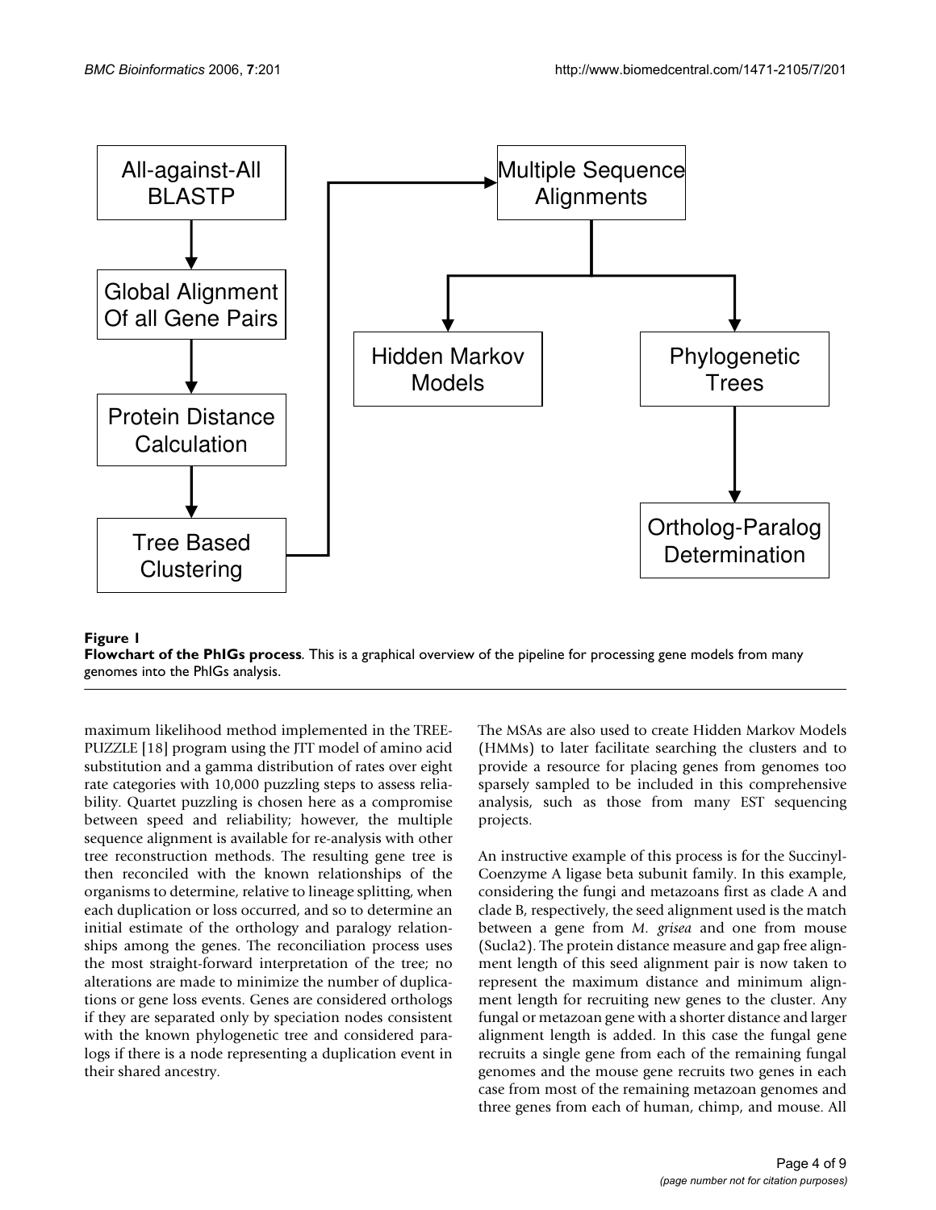All-against-All BLASTP

Global Alignment Of all Gene Pairs

Protein Distance Calculation

Tree Based Clustering

Multiple Sequence Alignments

Hidden Markov Models

Phylogenetic Trees

Ortholog-Paralog Determination

**Figure 1**
**Flowchart of the PhIGs process**. This is a graphical overview of the pipeline for processing gene models from many genomes into the PhIGs analysis.

maximum likelihood method implemented in the TREE-PUZZLE [18] program using the JTT model of amino acid substitution and a gamma distribution of rates over eight rate categories with 10,000 puzzling steps to assess reliability. Quartet puzzling is chosen here as a compromise between speed and reliability; however, the multiple sequence alignment is available for re-analysis with other tree reconstruction methods. The resulting gene tree is then reconciled with the known relationships of the organisms to determine, relative to lineage splitting, when each duplication or loss occurred, and so to determine an initial estimate of the orthology and paralogy relationships among the genes. The reconciliation process uses the most straight-forward interpretation of the tree; no alterations are made to minimize the number of duplications or gene loss events. Genes are considered orthologs if they are separated only by speciation nodes consistent with the known phylogenetic tree and considered paralogs if there is a node representing a duplication event in their shared ancestry.

The MSAs are also used to create Hidden Markov Models (HMMs) to later facilitate searching the clusters and to provide a resource for placing genes from genomes too sparsely sampled to be included in this comprehensive analysis, such as those from many EST sequencing projects.

An instructive example of this process is for the Succinyl-Coenzyme A ligase beta subunit family. In this example, considering the fungi and metazoans first as clade A and clade B, respectively, the seed alignment used is the match between a gene from *M. grisea* and one from mouse (Sucla2). The protein distance measure and gap free alignment length of this seed alignment pair is now taken to represent the maximum distance and minimum alignment length for recruiting new genes to the cluster. Any fungal or metazoan gene with a shorter distance and larger alignment length is added. In this case the fungal gene recruits a single gene from each of the remaining fungal genomes and the mouse gene recruits two genes in each case from most of the remaining metazoan genomes and three genes from each of human, chimp, and mouse. All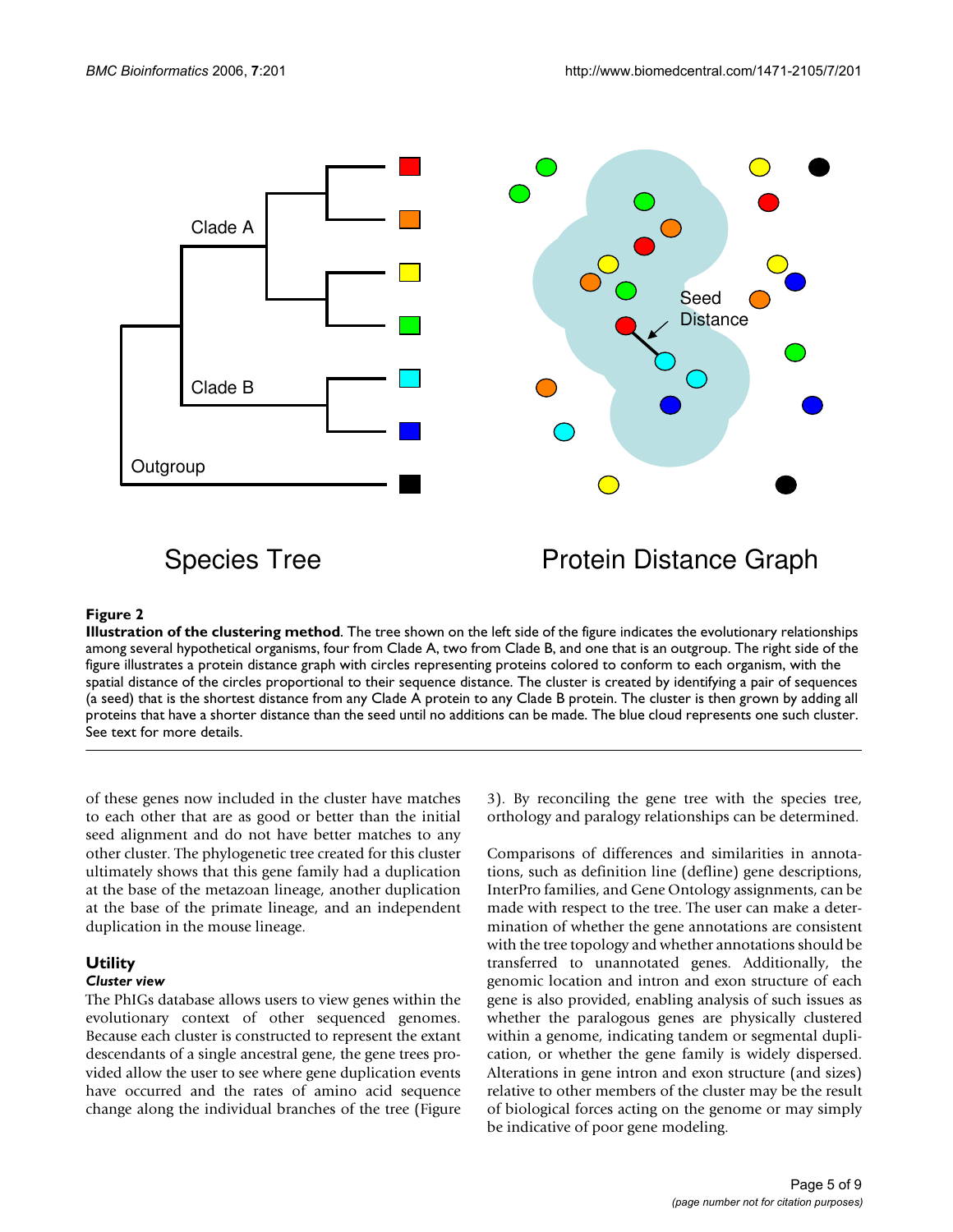**Figure 2**

**Illustration of the clustering method**. The tree shown on the left side of the figure indicates the evolutionary relationships among several hypothetical organisms, four from Clade A, two from Clade B, and one that is an outgroup. The right side of the figure illustrates a protein distance graph with circles representing proteins colored to conform to each organism, with the spatial distance of the circles proportional to their sequence distance. The cluster is created by identifying a pair of sequences (a seed) that is the shortest distance from any Clade A protein to any Clade B protein. The cluster is then grown by adding all proteins that have a shorter distance than the seed until no additions can be made. The blue cloud represents one such cluster. See text for more details.

of these genes now included in the cluster have matches to each other that are as good or better than the initial seed alignment and do not have better matches to any other cluster. The phylogenetic tree created for this cluster ultimately shows that this gene family had a duplication at the base of the metazoan lineage, another duplication at the base of the primate lineage, and an independent duplication in the mouse lineage.

## Utility

### *Cluster view*

The PhIGs database allows users to view genes within the evolutionary context of other sequenced genomes. Because each cluster is constructed to represent the extant descendants of a single ancestral gene, the gene trees provided allow the user to see where gene duplication events have occurred and the rates of amino acid sequence change along the individual branches of the tree (Figure 3). By reconciling the gene tree with the species tree, orthology and paralogy relationships can be determined.

Comparisons of differences and similarities in annotations, such as definition line (defline) gene descriptions, InterPro families, and Gene Ontology assignments, can be made with respect to the tree. The user can make a determination of whether the gene annotations are consistent with the tree topology and whether annotations should be transferred to unannotated genes. Additionally, the genomic location and intron and exon structure of each gene is also provided, enabling analysis of such issues as whether the paralogous genes are physically clustered within a genome, indicating tandem or segmental duplication, or whether the gene family is widely dispersed. Alterations in gene intron and exon structure (and sizes) relative to other members of the cluster may be the result of biological forces acting on the genome or may simply be indicative of poor gene modeling.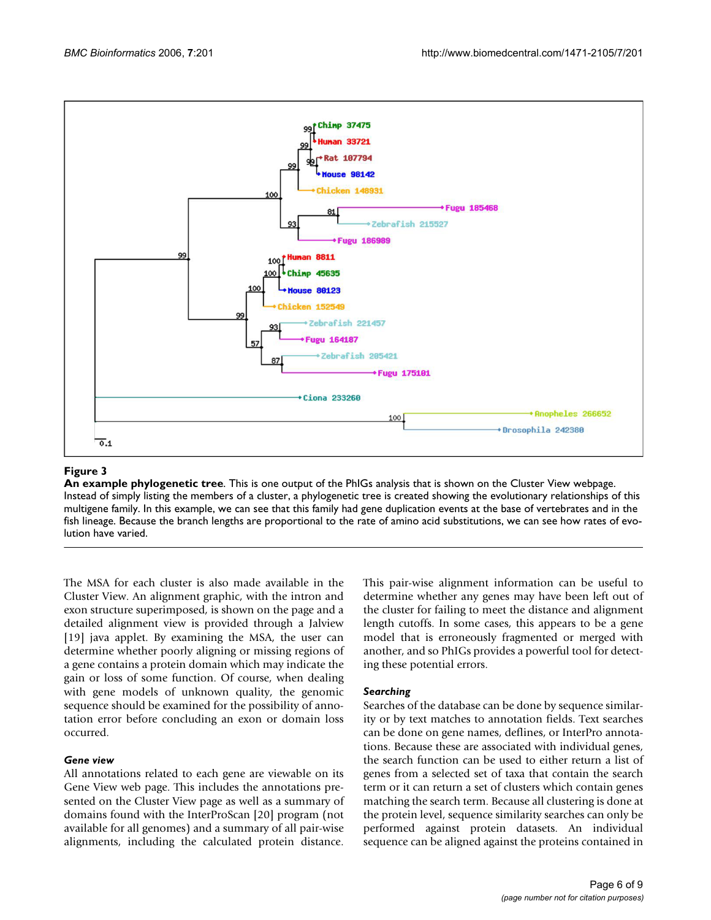**Figure 3**

**An example phylogenetic tree**. This is one output of the PhIGs analysis that is shown on the Cluster View webpage. Instead of simply listing the members of a cluster, a phylogenetic tree is created showing the evolutionary relationships of this multigene family. In this example, we can see that this family had gene duplication events at the base of vertebrates and in the fish lineage. Because the branch lengths are proportional to the rate of amino acid substitutions, we can see how rates of evolution have varied.

The MSA for each cluster is also made available in the Cluster View. An alignment graphic, with the intron and exon structure superimposed, is shown on the page and a detailed alignment view is provided through a Jalview [19] java applet. By examining the MSA, the user can determine whether poorly aligning or missing regions of a gene contains a protein domain which may indicate the gain or loss of some function. Of course, when dealing with gene models of unknown quality, the genomic sequence should be examined for the possibility of annotation error before concluding an exon or domain loss occurred.

### *Gene view*

All annotations related to each gene are viewable on its Gene View web page. This includes the annotations presented on the Cluster View page as well as a summary of domains found with the InterProScan [20] program (not available for all genomes) and a summary of all pair-wise alignments, including the calculated protein distance. This pair-wise alignment information can be useful to determine whether any genes may have been left out of the cluster for failing to meet the distance and alignment length cutoffs. In some cases, this appears to be a gene model that is erroneously fragmented or merged with another, and so PhIGs provides a powerful tool for detecting these potential errors.

### *Searching*

Searches of the database can be done by sequence similarity or by text matches to annotation fields. Text searches can be done on gene names, deflines, or InterPro annotations. Because these are associated with individual genes, the search function can be used to either return a list of genes from a selected set of taxa that contain the search term or it can return a set of clusters which contain genes matching the search term. Because all clustering is done at the protein level, sequence similarity searches can only be performed against protein datasets. An individual sequence can be aligned against the proteins contained in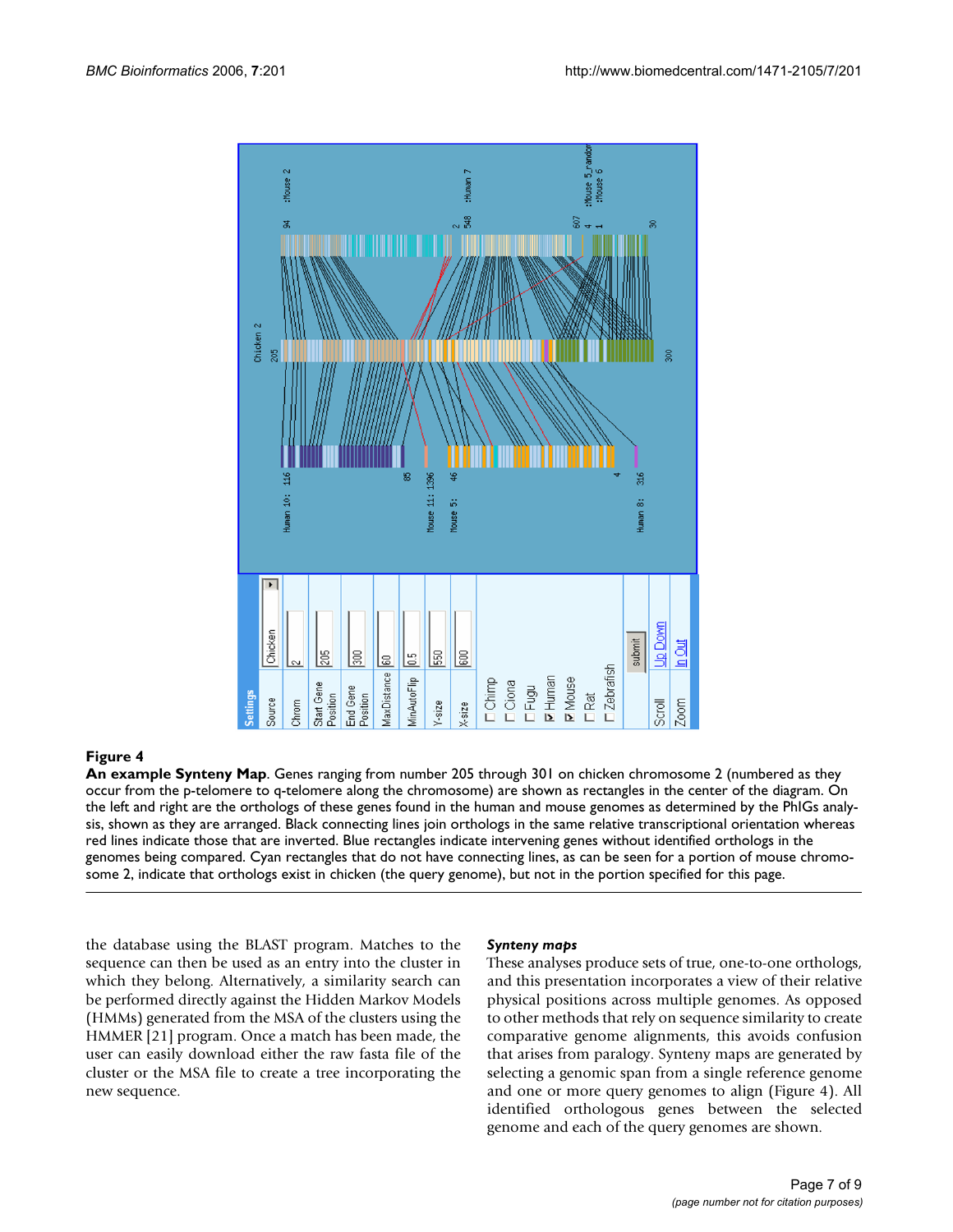**Figure 4**

**An example Synteny Map**. Genes ranging from number 205 through 301 on chicken chromosome 2 (numbered as they occur from the p-telomere to q-telomere along the chromosome) are shown as rectangles in the center of the diagram. On the left and right are the orthologs of these genes found in the human and mouse genomes as determined by the PhIGs analysis, shown as they are arranged. Black connecting lines join orthologs in the same relative transcriptional orientation whereas red lines indicate those that are inverted. Blue rectangles indicate intervening genes without identified orthologs in the genomes being compared. Cyan rectangles that do not have connecting lines, as can be seen for a portion of mouse chromosome 2, indicate that orthologs exist in chicken (the query genome), but not in the portion specified for this page.

the database using the BLAST program. Matches to the sequence can then be used as an entry into the cluster in which they belong. Alternatively, a similarity search can be performed directly against the Hidden Markov Models (HMMs) generated from the MSA of the clusters using the HMMER [21] program. Once a match has been made, the user can easily download either the raw fasta file of the cluster or the MSA file to create a tree incorporating the new sequence.

### *Synteny maps*

These analyses produce sets of true, one-to-one orthologs, and this presentation incorporates a view of their relative physical positions across multiple genomes. As opposed to other methods that rely on sequence similarity to create comparative genome alignments, this avoids confusion that arises from paralogy. Synteny maps are generated by selecting a genomic span from a single reference genome and one or more query genomes to align (Figure 4). All identified orthologous genes between the selected genome and each of the query genomes are shown.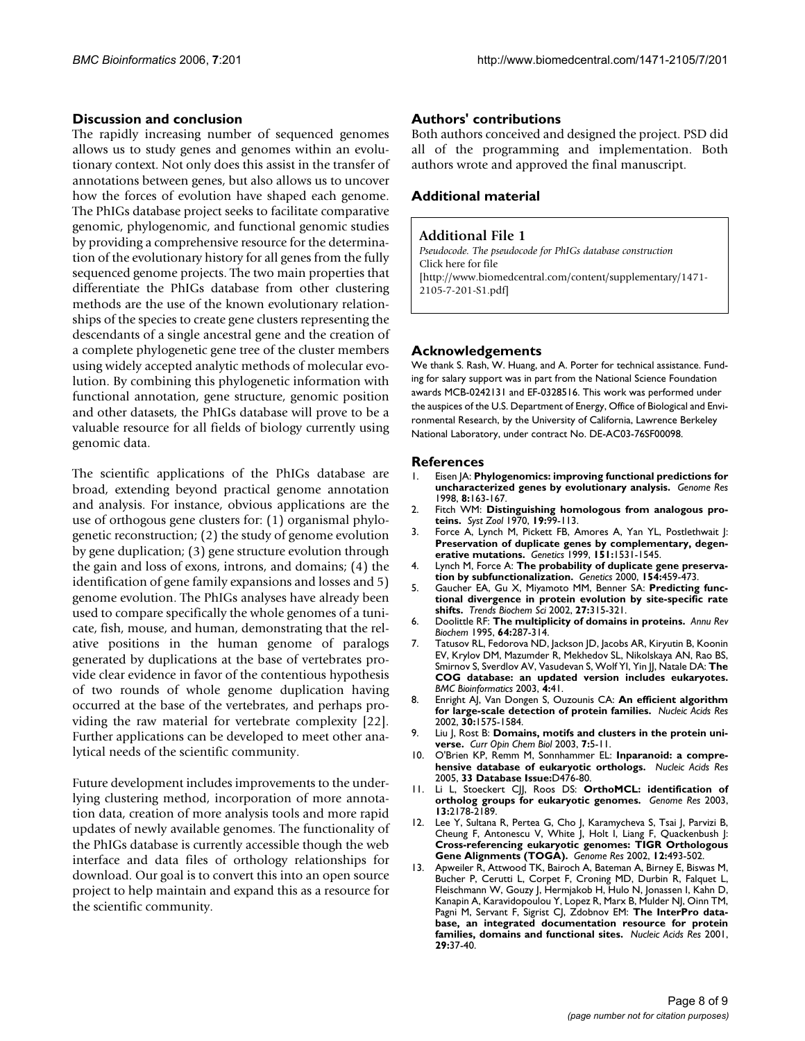## Discussion and conclusion

The rapidly increasing number of sequenced genomes allows us to study genes and genomes within an evolutionary context. Not only does this assist in the transfer of annotations between genes, but also allows us to uncover how the forces of evolution have shaped each genome. The PhIGs database project seeks to facilitate comparative genomic, phylogenomic, and functional genomic studies by providing a comprehensive resource for the determination of the evolutionary history for all genes from the fully sequenced genome projects. The two main properties that differentiate the PhIGs database from other clustering methods are the use of the known evolutionary relationships of the species to create gene clusters representing the descendants of a single ancestral gene and the creation of a complete phylogenetic gene tree of the cluster members using widely accepted analytic methods of molecular evolution. By combining this phylogenetic information with functional annotation, gene structure, genomic position and other datasets, the PhIGs database will prove to be a valuable resource for all fields of biology currently using genomic data.

The scientific applications of the PhIGs database are broad, extending beyond practical genome annotation and analysis. For instance, obvious applications are the use of orthogous gene clusters for: (1) organismal phylogenetic reconstruction; (2) the study of genome evolution by gene duplication; (3) gene structure evolution through the gain and loss of exons, introns, and domains; (4) the identification of gene family expansions and losses and 5) genome evolution. The PhIGs analyses have already been used to compare specifically the whole genomes of a tunicate, fish, mouse, and human, demonstrating that the relative positions in the human genome of paralogs generated by duplications at the base of vertebrates provide clear evidence in favor of the contentious hypothesis of two rounds of whole genome duplication having occurred at the base of the vertebrates, and perhaps providing the raw material for vertebrate complexity [22]. Further applications can be developed to meet other analytical needs of the scientific community.

Future development includes improvements to the underlying clustering method, incorporation of more annotation data, creation of more analysis tools and more rapid updates of newly available genomes. The functionality of the PhIGs database is currently accessible though the web interface and data files of orthology relationships for download. Our goal is to convert this into an open source project to help maintain and expand this as a resource for the scientific community.

## Authors' contributions

Both authors conceived and designed the project. PSD did all of the programming and implementation. Both authors wrote and approved the final manuscript.

## Additional material

**Additional File 1**
*Pseudocode. The pseudocode for PhIGs database construction*
Click here for file
[http://www.biomedcentral.com/content/supplementary/1471-2105-7-201-S1.pdf]

## Acknowledgements

We thank S. Rash, W. Huang, and A. Porter for technical assistance. Funding for salary support was in part from the National Science Foundation awards MCB-0242131 and EF-0328516. This work was performed under the auspices of the U.S. Department of Energy, Office of Biological and Environmental Research, by the University of California, Lawrence Berkeley National Laboratory, under contract No. DE-AC03-76SF00098.

## References

1. Eisen JA: **Phylogenomics: improving functional predictions for uncharacterized genes by evolutionary analysis.** *Genome Res* 1998, **8:**163-167.
2. Fitch WM: **Distinguishing homologous from analogous proteins.** *Syst Zool* 1970, **19:**99-113.
3. Force A, Lynch M, Pickett FB, Amores A, Yan YL, Postlethwait J: **Preservation of duplicate genes by complementary, degenerative mutations.** *Genetics* 1999, **151:**1531-1545.
4. Lynch M, Force A: **The probability of duplicate gene preservation by subfunctionalization.** *Genetics* 2000, **154:**459-473.
5. Gaucher EA, Gu X, Miyamoto MM, Benner SA: **Predicting functional divergence in protein evolution by site-specific rate shifts.** *Trends Biochem Sci* 2002, **27:**315-321.
6. Doolittle RF: **The multiplicity of domains in proteins.** *Annu Rev Biochem* 1995, **64:**287-314.
7. Tatusov RL, Fedorova ND, Jackson JD, Jacobs AR, Kiryutin B, Koonin EV, Krylov DM, Mazumder R, Mekhedov SL, Nikolskaya AN, Rao BS, Smirnov S, Sverdlov AV, Vasudevan S, Wolf YI, Yin JJ, Natale DA: **The COG database: an updated version includes eukaryotes.** *BMC Bioinformatics* 2003, **4:**41.
8. Enright AJ, Van Dongen S, Ouzounis CA: **An efficient algorithm for large-scale detection of protein families.** *Nucleic Acids Res* 2002, **30:**1575-1584.
9. Liu J, Rost B: **Domains, motifs and clusters in the protein universe.** *Curr Opin Chem Biol* 2003, **7:**5-11.
10. O'Brien KP, Remm M, Sonnhammer EL: **Inparanoid: a comprehensive database of eukaryotic orthologs.** *Nucleic Acids Res* 2005, **33 Database Issue:**D476-80.
11. Li L, Stoeckert CJJ, Roos DS: **OrthoMCL: identification of ortholog groups for eukaryotic genomes.** *Genome Res* 2003, **13:**2178-2189.
12. Lee Y, Sultana R, Pertea G, Cho J, Karamycheva S, Tsai J, Parvizi B, Cheung F, Antonescu V, White J, Holt I, Liang F, Quackenbush J: **Cross-referencing eukaryotic genomes: TIGR Orthologous Gene Alignments (TOGA).** *Genome Res* 2002, **12:**493-502.
13. Apweiler R, Attwood TK, Bairoch A, Bateman A, Birney E, Biswas M, Bucher P, Cerutti L, Corpet F, Croning MD, Durbin R, Falquet L, Fleischmann W, Gouzy J, Hermjakob H, Hulo N, Jonassen I, Kahn D, Kanapin A, Karavidopoulou Y, Lopez R, Marx B, Mulder NJ, Oinn TM, Pagni M, Servant F, Sigrist CJ, Zdobnov EM: **The InterPro database, an integrated documentation resource for protein families, domains and functional sites.** *Nucleic Acids Res* 2001, **29:**37-40.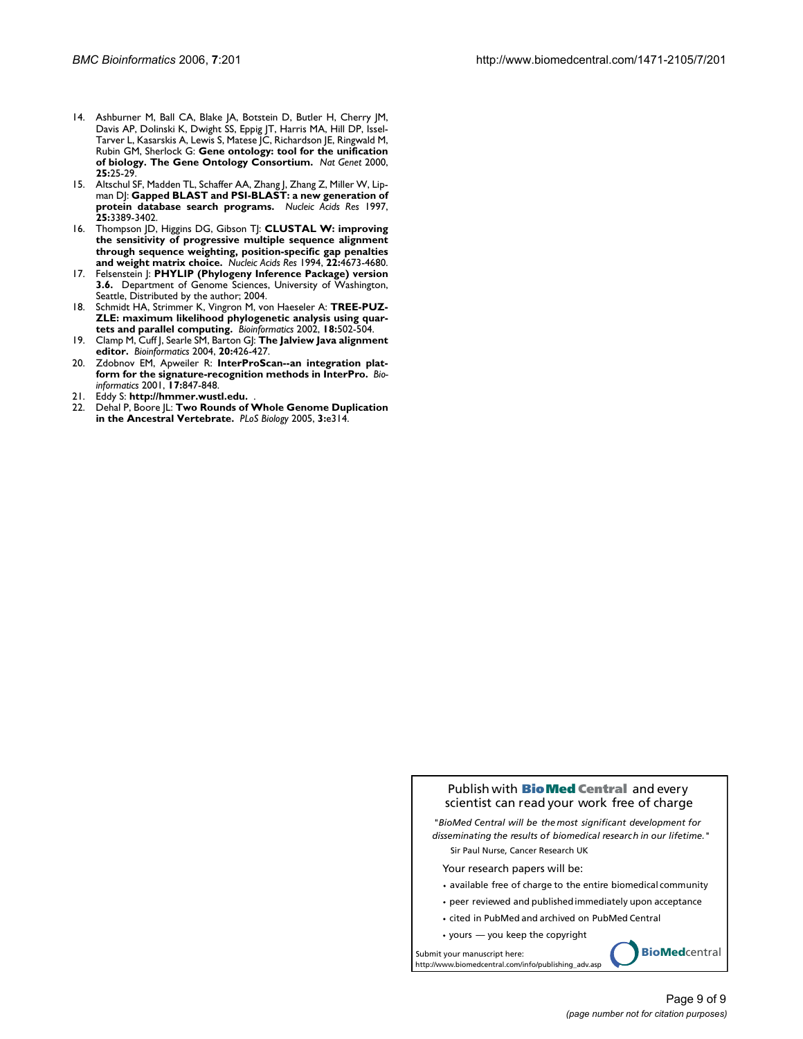14. Ashburner M, Ball CA, Blake JA, Botstein D, Butler H, Cherry JM, Davis AP, Dolinski K, Dwight SS, Eppig JT, Harris MA, Hill DP, Issel-Tarver L, Kasarskis A, Lewis S, Matese JC, Richardson JE, Ringwald M, Rubin GM, Sherlock G: **Gene ontology: tool for the unification of biology. The Gene Ontology Consortium.** *Nat Genet* 2000, **25:**25-29.
15. Altschul SF, Madden TL, Schaffer AA, Zhang J, Zhang Z, Miller W, Lipman DJ: **Gapped BLAST and PSI-BLAST: a new generation of protein database search programs.** *Nucleic Acids Res* 1997, **25:**3389-3402.
16. Thompson JD, Higgins DG, Gibson TJ: **CLUSTAL W: improving the sensitivity of progressive multiple sequence alignment through sequence weighting, position-specific gap penalties and weight matrix choice.** *Nucleic Acids Res* 1994, **22:**4673-4680.
17. Felsenstein J: **PHYLIP (Phylogeny Inference Package) version 3.6.** Department of Genome Sciences, University of Washington, Seattle, Distributed by the author; 2004.
18. Schmidt HA, Strimmer K, Vingron M, von Haeseler A: **TREE-PUZZLE: maximum likelihood phylogenetic analysis using quartets and parallel computing.** *Bioinformatics* 2002, **18:**502-504.
19. Clamp M, Cuff J, Searle SM, Barton GJ: **The Jalview Java alignment editor.** *Bioinformatics* 2004, **20:**426-427.
20. Zdobnov EM, Apweiler R: **InterProScan--an integration platform for the signature-recognition methods in InterPro.** *Bioinformatics* 2001, **17:**847-848.
21. Eddy S: **http://hmmer.wustl.edu.** .
22. Dehal P, Boore JL: **Two Rounds of Whole Genome Duplication in the Ancestral Vertebrate.** *PLoS Biology* 2005, **3:**e314.

Publish with **BioMed Central** and every scientist can read your work free of charge

*"BioMed Central will be the most significant development for disseminating the results of biomedical research in our lifetime."*

Sir Paul Nurse, Cancer Research UK

Your research papers will be:

- available free of charge to the entire biomedical community
- peer reviewed and published immediately upon acceptance
- cited in PubMed and archived on PubMed Central
- yours — you keep the copyright

Submit your manuscript here:
http://www.biomedcentral.com/info/publishing_adv.asp

**BioMed**central